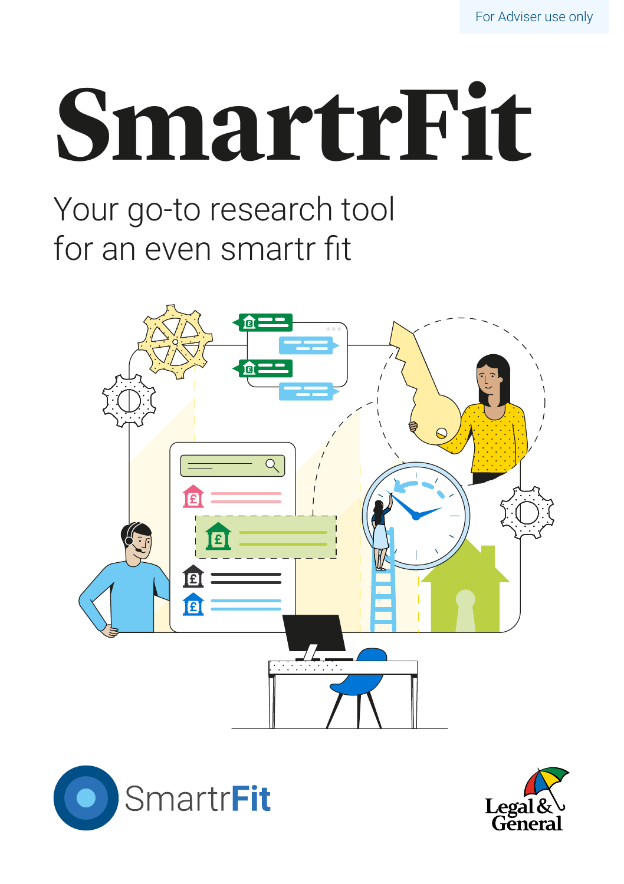For Adviser use only

# SmartrFit

Your go-to research tool
for an even smartr fit

SmartrFit

Legal & General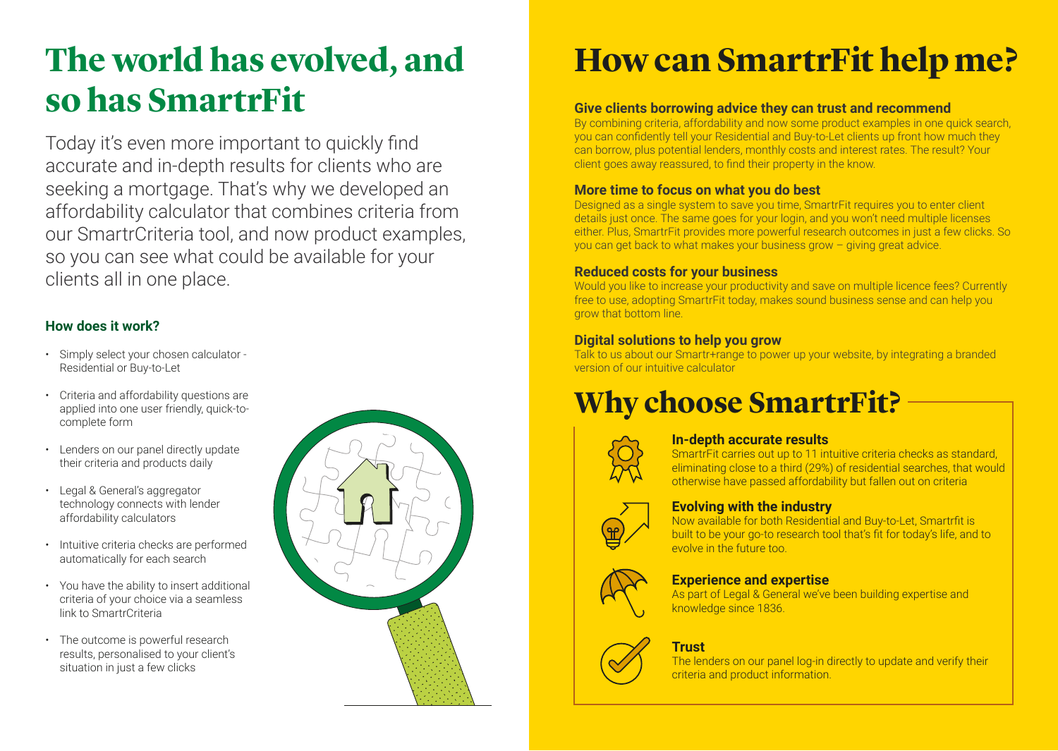# The world has evolved, and so has SmartrFit

Today it's even more important to quickly find accurate and in-depth results for clients who are seeking a mortgage. That's why we developed an affordability calculator that combines criteria from our SmartrCriteria tool, and now product examples, so you can see what could be available for your clients all in one place.

### How does it work?

- Simply select your chosen calculator - Residential or Buy-to-Let
- Criteria and affordability questions are applied into one user friendly, quick-to-complete form
- Lenders on our panel directly update their criteria and products daily
- Legal & General's aggregator technology connects with lender affordability calculators
- Intuitive criteria checks are performed automatically for each search
- You have the ability to insert additional criteria of your choice via a seamless link to SmartrCriteria
- The outcome is powerful research results, personalised to your client's situation in just a few clicks

# How can SmartrFit help me?

### Give clients borrowing advice they can trust and recommend

By combining criteria, affordability and now some product examples in one quick search, you can confidently tell your Residential and Buy-to-Let clients up front how much they can borrow, plus potential lenders, monthly costs and interest rates. The result? Your client goes away reassured, to find their property in the know.

### More time to focus on what you do best

Designed as a single system to save you time, SmartrFit requires you to enter client details just once. The same goes for your login, and you won't need multiple licenses either. Plus, SmartrFit provides more powerful research outcomes in just a few clicks. So you can get back to what makes your business grow – giving great advice.

### Reduced costs for your business

Would you like to increase your productivity and save on multiple licence fees? Currently free to use, adopting SmartrFit today, makes sound business sense and can help you grow that bottom line.

### Digital solutions to help you grow

Talk to us about our Smartr+range to power up your website, by integrating a branded version of our intuitive calculator

# Why choose SmartrFit?

### In-depth accurate results

SmartrFit carries out up to 11 intuitive criteria checks as standard, eliminating close to a third (29%) of residential searches, that would otherwise have passed affordability but fallen out on criteria

### Evolving with the industry

Now available for both Residential and Buy-to-Let, Smartrfit is built to be your go-to research tool that's fit for today's life, and to evolve in the future too.

### Experience and expertise

As part of Legal & General we've been building expertise and knowledge since 1836.

### Trust

The lenders on our panel log-in directly to update and verify their criteria and product information.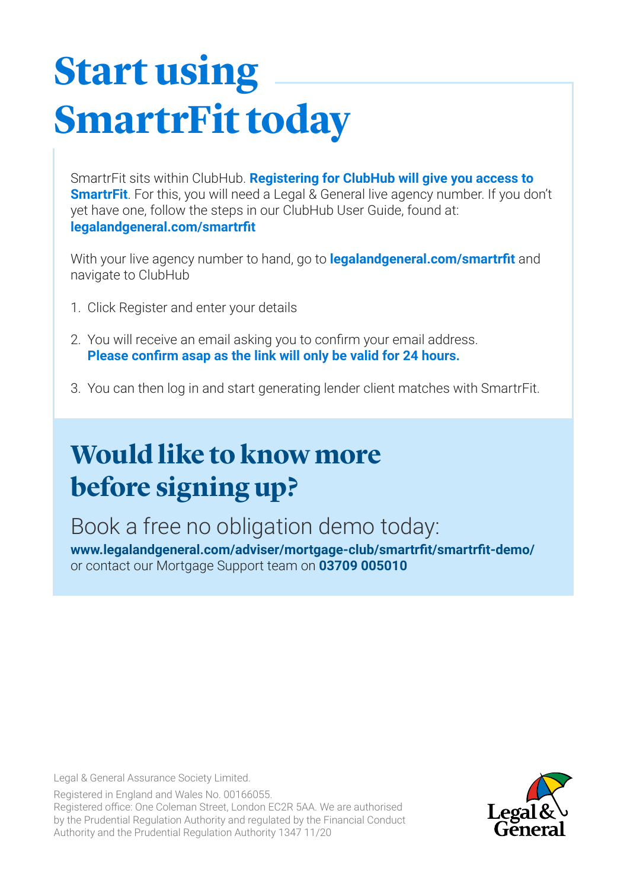# Start using SmartrFit today

SmartrFit sits within ClubHub. **Registering for ClubHub will give you access to SmartrFit**. For this, you will need a Legal & General live agency number. If you don't yet have one, follow the steps in our ClubHub User Guide, found at: **legalandgeneral.com/smartrfit**

With your live agency number to hand, go to **legalandgeneral.com/smartrfit** and navigate to ClubHub

1. Click Register and enter your details
2. You will receive an email asking you to confirm your email address. **Please confirm asap as the link will only be valid for 24 hours.**
3. You can then log in and start generating lender client matches with SmartrFit.

## Would like to know more before signing up?

Book a free no obligation demo today:

**www.legalandgeneral.com/adviser/mortgage-club/smartrfit/smartrfit-demo/** or contact our Mortgage Support team on **03709 005010**

Legal & General Assurance Society Limited.

Registered in England and Wales No. 00166055.
Registered office: One Coleman Street, London EC2R 5AA. We are authorised by the Prudential Regulation Authority and regulated by the Financial Conduct Authority and the Prudential Regulation Authority 1347 11/20

Legal & General